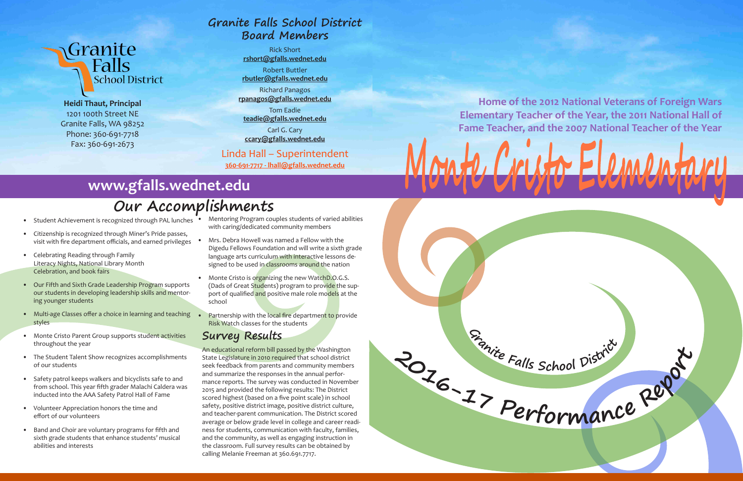Granite Falls School District

**Heidi Thaut, Principal**
1201 100th Street NE
Granite Falls, WA 98252
Phone: 360-691-7718
Fax: 360-691-2673

## Granite Falls School District Board Members

Rick Short
**rshort@gfalls.wednet.edu**

Robert Buttler
**rbutler@gfalls.wednet.edu**

Richard Panagos
**rpanagos@gfalls.wednet.edu**

Tom Eadie
**teadie@gfalls.wednet.edu**

Carl G. Cary
**ccary@gfalls.wednet.edu**

Linda Hall – Superintendent
**360-691-7717 - lhall@gfalls.wednet.edu**

**Home of the 2012 National Veterans of Foreign Wars Elementary Teacher of the Year, the 2011 National Hall of Fame Teacher, and the 2007 National Teacher of the Year**

# Monte Cristo Elementary

## www.gfalls.wednet.edu

## Our Accomplishments

- Student Achievement is recognized through PAL lunches
- Citizenship is recognized through Miner's Pride passes, visit with fire department officials, and earned privileges
- Celebrating Reading through Family Literacy Nights, National Library Month Celebration, and book fairs
- Our Fifth and Sixth Grade Leadership Program supports our students in developing leadership skills and mentoring younger students
- Multi-age Classes offer a choice in learning and teaching styles
- Monte Cristo Parent Group supports student activities throughout the year
- The Student Talent Show recognizes accomplishments of our students
- Safety patrol keeps walkers and bicyclists safe to and from school. This year fifth grader Malachi Caldera was inducted into the AAA Safety Patrol Hall of Fame
- Volunteer Appreciation honors the time and effort of our volunteers
- Band and Choir are voluntary programs for fifth and sixth grade students that enhance students' musical abilities and interests
- Mentoring Program couples students of varied abilities with caring/dedicated community members
- Mrs. Debra Howell was named a Fellow with the Digedu Fellows Foundation and will write a sixth grade language arts curriculum with interactive lessons designed to be used in classrooms around the nation
- Monte Cristo is organizing the new WatchD.O.G.S. (Dads of Great Students) program to provide the support of qualified and positive male role models at the school
- Partnership with the local fire department to provide Risk Watch classes for the students

## Survey Results

An educational reform bill passed by the Washington State Legislature in 2010 required that school district seek feedback from parents and community members and summarize the responses in the annual performance reports. The survey was conducted in November 2015 and provided the following results: The District scored highest (based on a five point scale) in school safety, positive district image, positive district culture, and teacher-parent communication. The District scored average or below grade level in college and career readiness for students, communication with faculty, families, and the community, as well as engaging instruction in the classroom. Full survey results can be obtained by calling Melanie Freeman at 360.691.7717.

Granite Falls School District
2016-17 Performance Report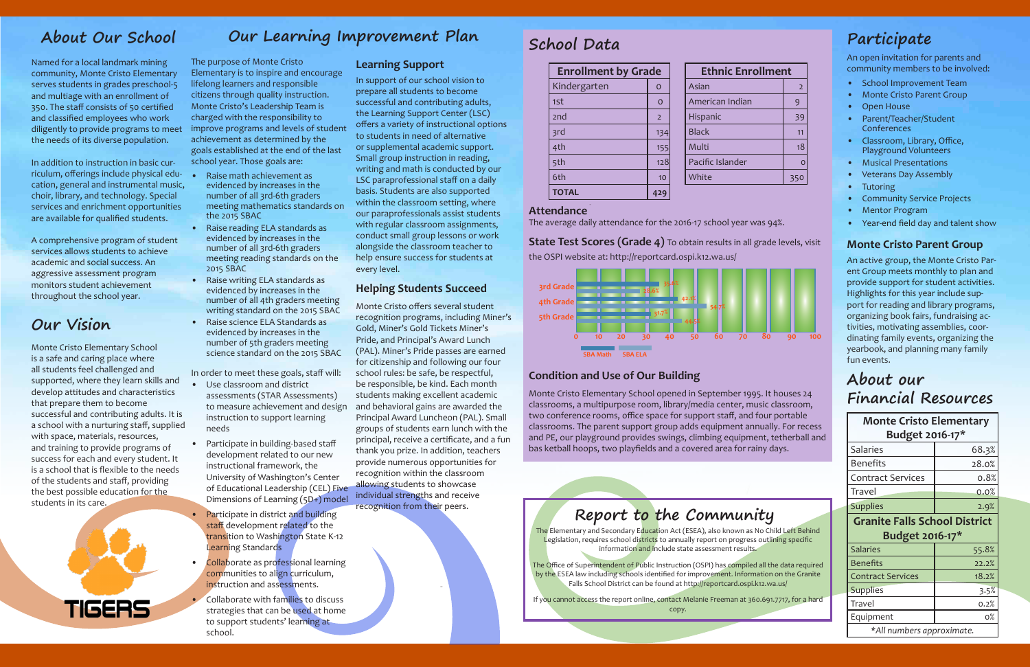## About Our School

Named for a local landmark mining community, Monte Cristo Elementary serves students in grades preschool-5 and multiage with an enrollment of 350. The staff consists of 50 certified and classified employees who work diligently to provide programs to meet the needs of its diverse population.

In addition to instruction in basic curriculum, offerings include physical education, general and instrumental music, choir, library, and technology. Special services and enrichment opportunities are available for qualified students.

A comprehensive program of student services allows students to achieve academic and social success. An aggressive assessment program monitors student achievement throughout the school year.

## Our Vision

Monte Cristo Elementary School is a safe and caring place where all students feel challenged and supported, where they learn skills and develop attitudes and characteristics that prepare them to become successful and contributing adults. It is a school with a nurturing staff, supplied with space, materials, resources, and training to provide programs of success for each and every student. It is a school that is flexible to the needs of the students and staff, providing the best possible education for the students in its care.

TIGERS

## Our Learning Improvement Plan

The purpose of Monte Cristo Elementary is to inspire and encourage lifelong learners and responsible citizens through quality instruction. Monte Cristo's Leadership Team is charged with the responsibility to improve programs and levels of student achievement as determined by the goals established at the end of the last school year. Those goals are:

- Raise math achievement as evidenced by increases in the number of all 3rd-6th graders meeting mathematics standards on the 2015 SBAC
- Raise reading ELA standards as evidenced by increases in the number of all 3rd-6th graders meeting reading standards on the 2015 SBAC
- Raise writing ELA standards as evidenced by increases in the number of all 4th graders meeting writing standard on the 2015 SBAC
- Raise science ELA Standards as evidenced by increases in the number of 5th graders meeting science standard on the 2015 SBAC

In order to meet these goals, staff will:

- Use classroom and district assessments (STAR Assessments) to measure achievement and design instruction to support learning needs
- Participate in building-based staff development related to our new instructional framework, the University of Washington's Center of Educational Leadership (CEL) Five Dimensions of Learning (5D+) model
- Participate in district and building staff development related to the transition to Washington State K-12 Learning Standards
- Collaborate as professional learning communities to align curriculum, instruction and assessments.
- Collaborate with families to discuss strategies that can be used at home to support students' learning at school.

### Learning Support

In support of our school vision to prepare all students to become successful and contributing adults, the Learning Support Center (LSC) offers a variety of instructional options to students in need of alternative or supplemental academic support. Small group instruction in reading, writing and math is conducted by our LSC paraprofessional staff on a daily basis. Students are also supported within the classroom setting, where our paraprofessionals assist students with regular classroom assignments, conduct small group lessons or work alongside the classroom teacher to help ensure success for students at every level.

### Helping Students Succeed

Monte Cristo offers several student recognition programs, including Miner's Gold, Miner's Gold Tickets Miner's Pride, and Principal's Award Lunch (PAL). Miner's Pride passes are earned for citizenship and following our four school rules: be safe, be respectful, be responsible, be kind. Each month students making excellent academic and behavioral gains are awarded the Principal Award Luncheon (PAL). Small groups of students earn lunch with the principal, receive a certificate, and a fun thank you prize. In addition, teachers provide numerous opportunities for recognition within the classroom allowing students to showcase individual strengths and receive recognition from their peers.

## School Data

| Enrollment by Grade | |
|---|---|
| Kindergarten | 0 |
| 1st | 0 |
| 2nd | 2 |
| 3rd | 134 |
| 4th | 155 |
| 5th | 128 |
| 6th | 10 |
| **TOTAL** | **429** |

| Ethnic Enrollment | |
|---|---|
| Asian | 2 |
| American Indian | 9 |
| Hispanic | 39 |
| Black | 11 |
| Multi | 18 |
| Pacific Islander | 0 |
| White | 350 |

### Attendance

The average daily attendance for the 2016-17 school year was 94%.

**State Test Scores (Grade 4)** To obtain results in all grade levels, visit the OSPI website at: http://reportcard.ospi.k12.wa.us/

3rd Grade
4th Grade
5th Grade
39.4%
35.6%
42.1%
54.7%
31.7%
44.5%
0 10 20 30 40 50 60 70 80 90 100
SBA Math
SBA ELA

### Condition and Use of Our Building

Monte Cristo Elementary School opened in September 1995. It houses 24 classrooms, a multipurpose room, library/media center, music classroom, two conference rooms, office space for support staff, and four portable classrooms. The parent support group adds equipment annually. For recess and PE, our playground provides swings, climbing equipment, tetherball and bas ketball hoops, two playfields and a covered area for rainy days.

## Report to the Community

The Elementary and Secondary Education Act (ESEA), also known as No Child Left Behind Legislation, requires school districts to annually report on progress outlining specific information and include state assessment results.

The Office of Superintendent of Public Instruction (OSPI) has compiled all the data required by the ESEA law including schools identified for improvement. Information on the Granite Falls School District can be found at http://reportcard.ospi.k12.wa.us/

If you cannot access the report online, contact Melanie Freeman at 360.691.7717, for a hard copy.

## Participate

An open invitation for parents and community members to be involved:

- School Improvement Team
- Monte Cristo Parent Group
- Open House
- Parent/Teacher/Student Conferences
- Classroom, Library, Office, Playground Volunteers
- Musical Presentations
- Veterans Day Assembly
- Tutoring
- Community Service Projects
- Mentor Program
- Year-end field day and talent show

### Monte Cristo Parent Group

An active group, the Monte Cristo Parent Group meets monthly to plan and provide support for student activities. Highlights for this year include support for reading and library programs, organizing book fairs, fundraising activities, motivating assemblies, coordinating family events, organizing the yearbook, and planning many family fun events.

## About our Financial Resources

| Monte Cristo Elementary Budget 2016-17* | |
|---|---|
| Salaries | 68.3% |
| Benefits | 28.0% |
| Contract Services | 0.8% |
| Travel | 0.0% |
| Supplies | 2.9% |

| Granite Falls School District Budget 2016-17* | |
|---|---|
| Salaries | 55.8% |
| Benefits | 22.2% |
| Contract Services | 18.2% |
| Supplies | 3.5% |
| Travel | 0.2% |
| Equipment | 0% |

*All numbers approximate.*